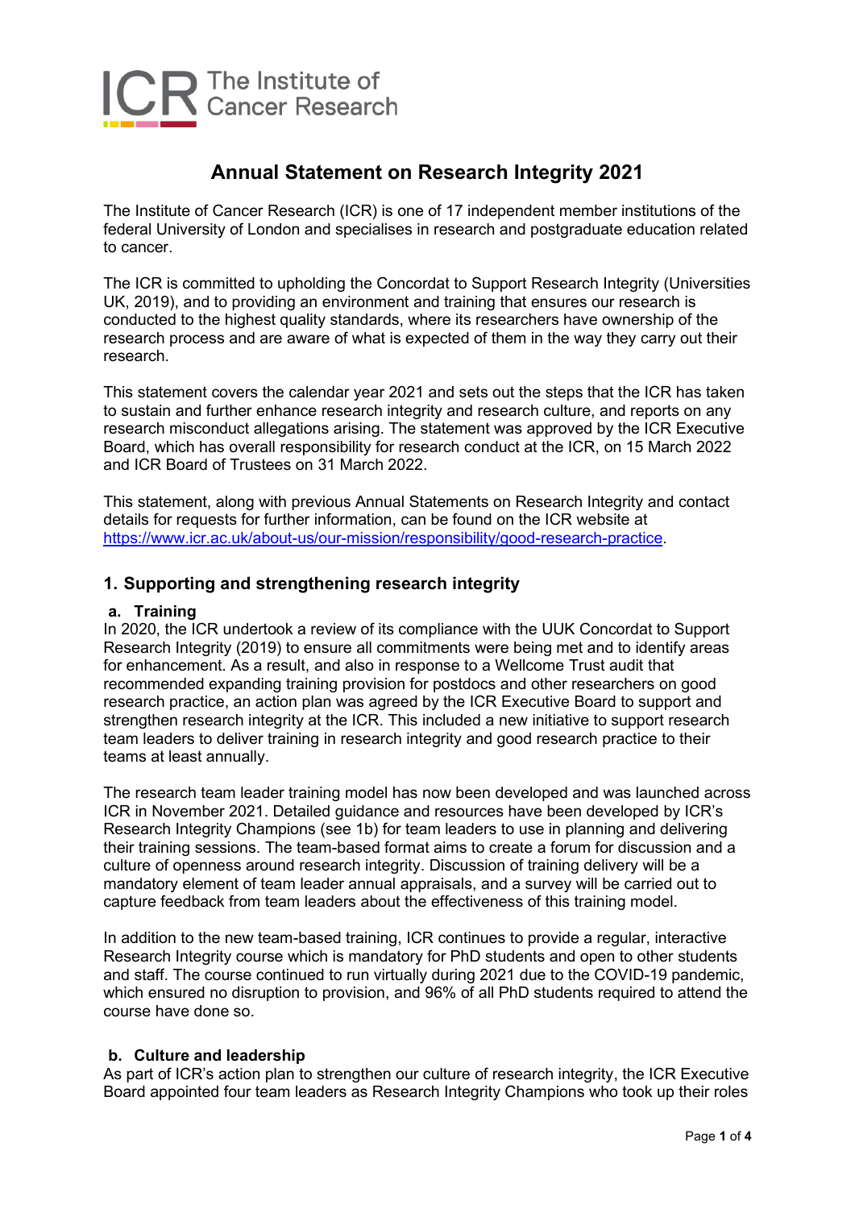# Annual Statement on Research Integrity 2021

The Institute of Cancer Research (ICR) is one of 17 independent member institutions of the federal University of London and specialises in research and postgraduate education related to cancer.

The ICR is committed to upholding the Concordat to Support Research Integrity (Universities UK, 2019), and to providing an environment and training that ensures our research is conducted to the highest quality standards, where its researchers have ownership of the research process and are aware of what is expected of them in the way they carry out their research.

This statement covers the calendar year 2021 and sets out the steps that the ICR has taken to sustain and further enhance research integrity and research culture, and reports on any research misconduct allegations arising. The statement was approved by the ICR Executive Board, which has overall responsibility for research conduct at the ICR, on 15 March 2022 and ICR Board of Trustees on 31 March 2022.

This statement, along with previous Annual Statements on Research Integrity and contact details for requests for further information, can be found on the ICR website at [https://www.icr.ac.uk/about-us/our-mission/responsibility/good-research-practice](https://www.icr.ac.uk/about-us/our-mission/responsibility/good-research-practice).

## 1. Supporting and strengthening research integrity

### a. Training

In 2020, the ICR undertook a review of its compliance with the UUK Concordat to Support Research Integrity (2019) to ensure all commitments were being met and to identify areas for enhancement. As a result, and also in response to a Wellcome Trust audit that recommended expanding training provision for postdocs and other researchers on good research practice, an action plan was agreed by the ICR Executive Board to support and strengthen research integrity at the ICR. This included a new initiative to support research team leaders to deliver training in research integrity and good research practice to their teams at least annually.

The research team leader training model has now been developed and was launched across ICR in November 2021. Detailed guidance and resources have been developed by ICR's Research Integrity Champions (see 1b) for team leaders to use in planning and delivering their training sessions. The team-based format aims to create a forum for discussion and a culture of openness around research integrity. Discussion of training delivery will be a mandatory element of team leader annual appraisals, and a survey will be carried out to capture feedback from team leaders about the effectiveness of this training model.

In addition to the new team-based training, ICR continues to provide a regular, interactive Research Integrity course which is mandatory for PhD students and open to other students and staff. The course continued to run virtually during 2021 due to the COVID-19 pandemic, which ensured no disruption to provision, and 96% of all PhD students required to attend the course have done so.

### b. Culture and leadership

As part of ICR's action plan to strengthen our culture of research integrity, the ICR Executive Board appointed four team leaders as Research Integrity Champions who took up their roles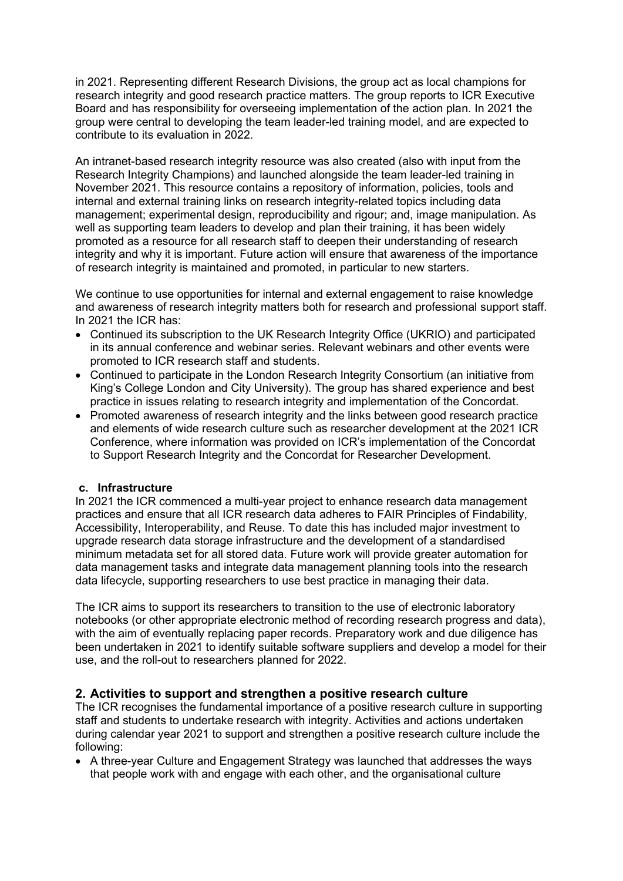in 2021. Representing different Research Divisions, the group act as local champions for research integrity and good research practice matters. The group reports to ICR Executive Board and has responsibility for overseeing implementation of the action plan. In 2021 the group were central to developing the team leader-led training model, and are expected to contribute to its evaluation in 2022.

An intranet-based research integrity resource was also created (also with input from the Research Integrity Champions) and launched alongside the team leader-led training in November 2021. This resource contains a repository of information, policies, tools and internal and external training links on research integrity-related topics including data management; experimental design, reproducibility and rigour; and, image manipulation. As well as supporting team leaders to develop and plan their training, it has been widely promoted as a resource for all research staff to deepen their understanding of research integrity and why it is important. Future action will ensure that awareness of the importance of research integrity is maintained and promoted, in particular to new starters.

We continue to use opportunities for internal and external engagement to raise knowledge and awareness of research integrity matters both for research and professional support staff. In 2021 the ICR has:

- Continued its subscription to the UK Research Integrity Office (UKRIO) and participated in its annual conference and webinar series. Relevant webinars and other events were promoted to ICR research staff and students.
- Continued to participate in the London Research Integrity Consortium (an initiative from King's College London and City University). The group has shared experience and best practice in issues relating to research integrity and implementation of the Concordat.
- Promoted awareness of research integrity and the links between good research practice and elements of wide research culture such as researcher development at the 2021 ICR Conference, where information was provided on ICR's implementation of the Concordat to Support Research Integrity and the Concordat for Researcher Development.

### c. Infrastructure

In 2021 the ICR commenced a multi-year project to enhance research data management practices and ensure that all ICR research data adheres to FAIR Principles of Findability, Accessibility, Interoperability, and Reuse. To date this has included major investment to upgrade research data storage infrastructure and the development of a standardised minimum metadata set for all stored data. Future work will provide greater automation for data management tasks and integrate data management planning tools into the research data lifecycle, supporting researchers to use best practice in managing their data.

The ICR aims to support its researchers to transition to the use of electronic laboratory notebooks (or other appropriate electronic method of recording research progress and data), with the aim of eventually replacing paper records. Preparatory work and due diligence has been undertaken in 2021 to identify suitable software suppliers and develop a model for their use, and the roll-out to researchers planned for 2022.

## 2. Activities to support and strengthen a positive research culture

The ICR recognises the fundamental importance of a positive research culture in supporting staff and students to undertake research with integrity. Activities and actions undertaken during calendar year 2021 to support and strengthen a positive research culture include the following:

- A three-year Culture and Engagement Strategy was launched that addresses the ways that people work with and engage with each other, and the organisational culture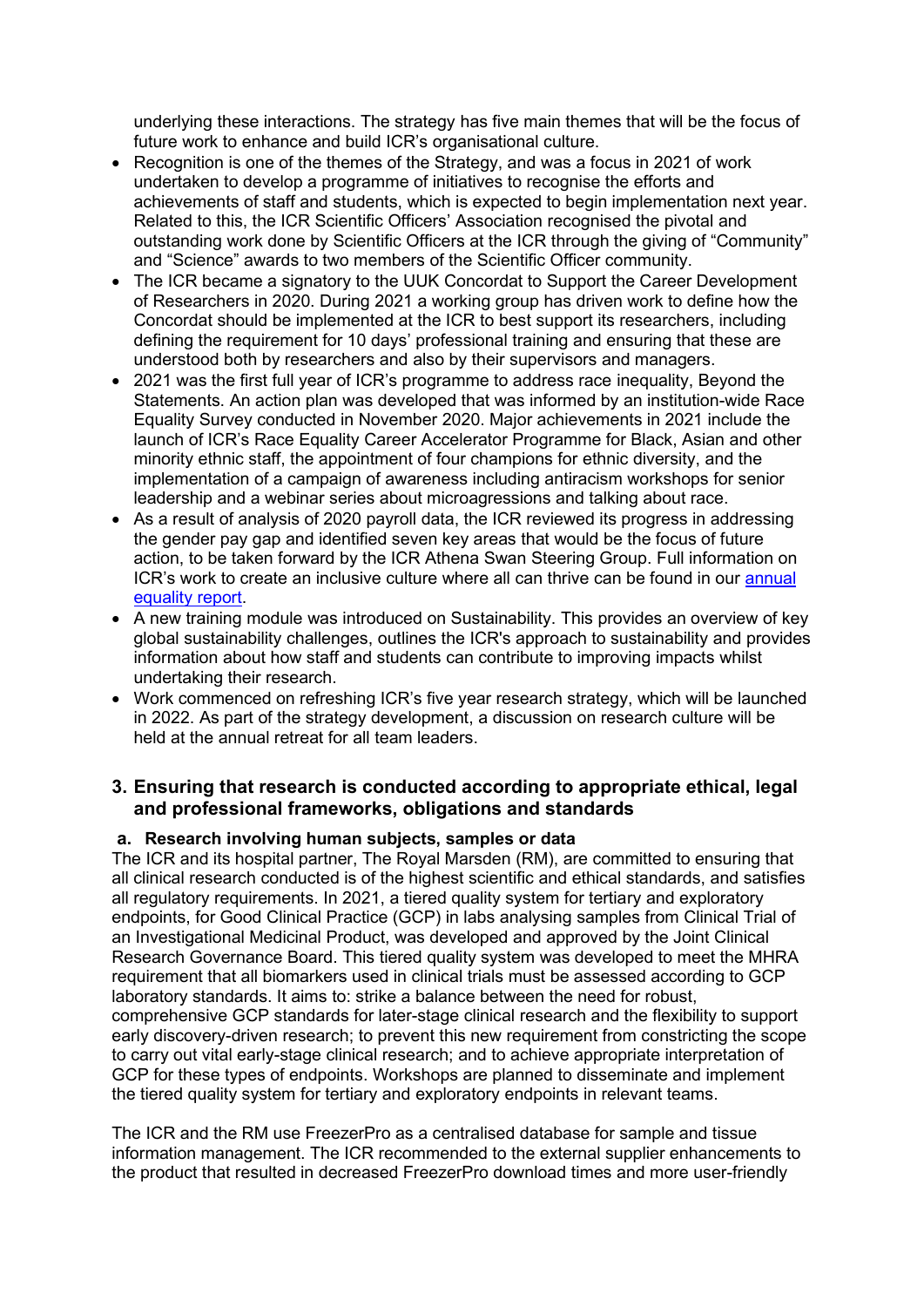underlying these interactions. The strategy has five main themes that will be the focus of future work to enhance and build ICR's organisational culture.

- Recognition is one of the themes of the Strategy, and was a focus in 2021 of work undertaken to develop a programme of initiatives to recognise the efforts and achievements of staff and students, which is expected to begin implementation next year. Related to this, the ICR Scientific Officers' Association recognised the pivotal and outstanding work done by Scientific Officers at the ICR through the giving of "Community" and "Science" awards to two members of the Scientific Officer community.
- The ICR became a signatory to the UUK Concordat to Support the Career Development of Researchers in 2020. During 2021 a working group has driven work to define how the Concordat should be implemented at the ICR to best support its researchers, including defining the requirement for 10 days' professional training and ensuring that these are understood both by researchers and also by their supervisors and managers.
- 2021 was the first full year of ICR's programme to address race inequality, Beyond the Statements. An action plan was developed that was informed by an institution-wide Race Equality Survey conducted in November 2020. Major achievements in 2021 include the launch of ICR's Race Equality Career Accelerator Programme for Black, Asian and other minority ethnic staff, the appointment of four champions for ethnic diversity, and the implementation of a campaign of awareness including antiracism workshops for senior leadership and a webinar series about microagressions and talking about race.
- As a result of analysis of 2020 payroll data, the ICR reviewed its progress in addressing the gender pay gap and identified seven key areas that would be the focus of future action, to be taken forward by the ICR Athena Swan Steering Group. Full information on ICR's work to create an inclusive culture where all can thrive can be found in our annual equality report.
- A new training module was introduced on Sustainability. This provides an overview of key global sustainability challenges, outlines the ICR's approach to sustainability and provides information about how staff and students can contribute to improving impacts whilst undertaking their research.
- Work commenced on refreshing ICR's five year research strategy, which will be launched in 2022. As part of the strategy development, a discussion on research culture will be held at the annual retreat for all team leaders.

## 3. Ensuring that research is conducted according to appropriate ethical, legal and professional frameworks, obligations and standards

### a. Research involving human subjects, samples or data

The ICR and its hospital partner, The Royal Marsden (RM), are committed to ensuring that all clinical research conducted is of the highest scientific and ethical standards, and satisfies all regulatory requirements. In 2021, a tiered quality system for tertiary and exploratory endpoints, for Good Clinical Practice (GCP) in labs analysing samples from Clinical Trial of an Investigational Medicinal Product, was developed and approved by the Joint Clinical Research Governance Board. This tiered quality system was developed to meet the MHRA requirement that all biomarkers used in clinical trials must be assessed according to GCP laboratory standards. It aims to: strike a balance between the need for robust, comprehensive GCP standards for later-stage clinical research and the flexibility to support early discovery-driven research; to prevent this new requirement from constricting the scope to carry out vital early-stage clinical research; and to achieve appropriate interpretation of GCP for these types of endpoints. Workshops are planned to disseminate and implement the tiered quality system for tertiary and exploratory endpoints in relevant teams.

The ICR and the RM use FreezerPro as a centralised database for sample and tissue information management. The ICR recommended to the external supplier enhancements to the product that resulted in decreased FreezerPro download times and more user-friendly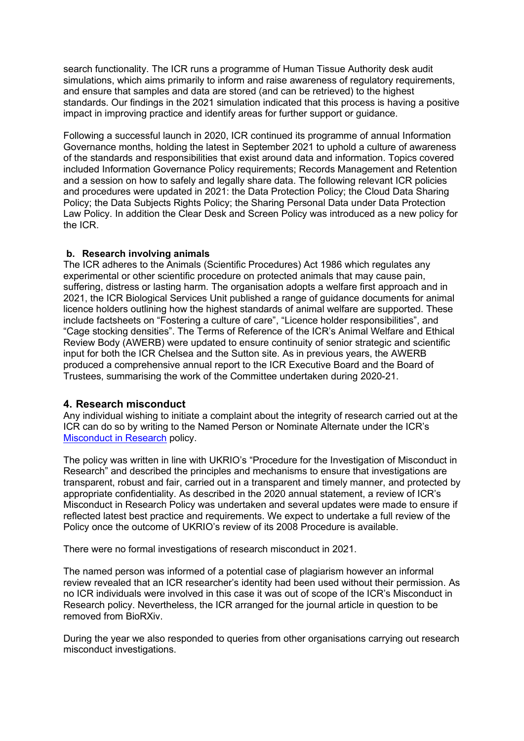search functionality. The ICR runs a programme of Human Tissue Authority desk audit simulations, which aims primarily to inform and raise awareness of regulatory requirements, and ensure that samples and data are stored (and can be retrieved) to the highest standards. Our findings in the 2021 simulation indicated that this process is having a positive impact in improving practice and identify areas for further support or guidance.

Following a successful launch in 2020, ICR continued its programme of annual Information Governance months, holding the latest in September 2021 to uphold a culture of awareness of the standards and responsibilities that exist around data and information. Topics covered included Information Governance Policy requirements; Records Management and Retention and a session on how to safely and legally share data. The following relevant ICR policies and procedures were updated in 2021: the Data Protection Policy; the Cloud Data Sharing Policy; the Data Subjects Rights Policy; the Sharing Personal Data under Data Protection Law Policy. In addition the Clear Desk and Screen Policy was introduced as a new policy for the ICR.

### b. Research involving animals

The ICR adheres to the Animals (Scientific Procedures) Act 1986 which regulates any experimental or other scientific procedure on protected animals that may cause pain, suffering, distress or lasting harm. The organisation adopts a welfare first approach and in 2021, the ICR Biological Services Unit published a range of guidance documents for animal licence holders outlining how the highest standards of animal welfare are supported. These include factsheets on "Fostering a culture of care", "Licence holder responsibilities", and "Cage stocking densities". The Terms of Reference of the ICR's Animal Welfare and Ethical Review Body (AWERB) were updated to ensure continuity of senior strategic and scientific input for both the ICR Chelsea and the Sutton site. As in previous years, the AWERB produced a comprehensive annual report to the ICR Executive Board and the Board of Trustees, summarising the work of the Committee undertaken during 2020-21.

## 4. Research misconduct

Any individual wishing to initiate a complaint about the integrity of research carried out at the ICR can do so by writing to the Named Person or Nominate Alternate under the ICR's Misconduct in Research policy.

The policy was written in line with UKRIO's "Procedure for the Investigation of Misconduct in Research" and described the principles and mechanisms to ensure that investigations are transparent, robust and fair, carried out in a transparent and timely manner, and protected by appropriate confidentiality. As described in the 2020 annual statement, a review of ICR's Misconduct in Research Policy was undertaken and several updates were made to ensure if reflected latest best practice and requirements. We expect to undertake a full review of the Policy once the outcome of UKRIO's review of its 2008 Procedure is available.

There were no formal investigations of research misconduct in 2021.

The named person was informed of a potential case of plagiarism however an informal review revealed that an ICR researcher's identity had been used without their permission. As no ICR individuals were involved in this case it was out of scope of the ICR's Misconduct in Research policy. Nevertheless, the ICR arranged for the journal article in question to be removed from BioRXiv.

During the year we also responded to queries from other organisations carrying out research misconduct investigations.